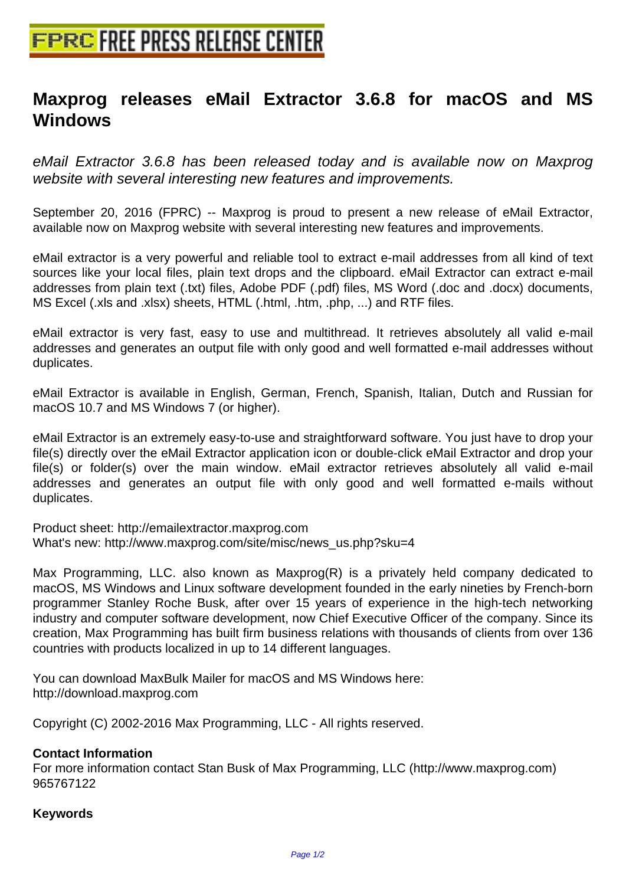# Maxprog releases eMail Extractor 3.6.8 for macOS and MS Windows

*eMail Extractor 3.6.8 has been released today and is available now on Maxprog website with several interesting new features and improvements.*

September 20, 2016 (FPRC) -- Maxprog is proud to present a new release of eMail Extractor, available now on Maxprog website with several interesting new features and improvements.

eMail extractor is a very powerful and reliable tool to extract e-mail addresses from all kind of text sources like your local files, plain text drops and the clipboard. eMail Extractor can extract e-mail addresses from plain text (.txt) files, Adobe PDF (.pdf) files, MS Word (.doc and .docx) documents, MS Excel (.xls and .xlsx) sheets, HTML (.html, .htm, .php, ...) and RTF files.

eMail extractor is very fast, easy to use and multithread. It retrieves absolutely all valid e-mail addresses and generates an output file with only good and well formatted e-mail addresses without duplicates.

eMail Extractor is available in English, German, French, Spanish, Italian, Dutch and Russian for macOS 10.7 and MS Windows 7 (or higher).

eMail Extractor is an extremely easy-to-use and straightforward software. You just have to drop your file(s) directly over the eMail Extractor application icon or double-click eMail Extractor and drop your file(s) or folder(s) over the main window. eMail extractor retrieves absolutely all valid e-mail addresses and generates an output file with only good and well formatted e-mails without duplicates.

Product sheet: http://emailextractor.maxprog.com
What's new: http://www.maxprog.com/site/misc/news_us.php?sku=4

Max Programming, LLC. also known as Maxprog(R) is a privately held company dedicated to macOS, MS Windows and Linux software development founded in the early nineties by French-born programmer Stanley Roche Busk, after over 15 years of experience in the high-tech networking industry and computer software development, now Chief Executive Officer of the company. Since its creation, Max Programming has built firm business relations with thousands of clients from over 136 countries with products localized in up to 14 different languages.

You can download MaxBulk Mailer for macOS and MS Windows here:
http://download.maxprog.com

Copyright (C) 2002-2016 Max Programming, LLC - All rights reserved.

**Contact Information**

For more information contact Stan Busk of Max Programming, LLC (http://www.maxprog.com)
965767122

**Keywords**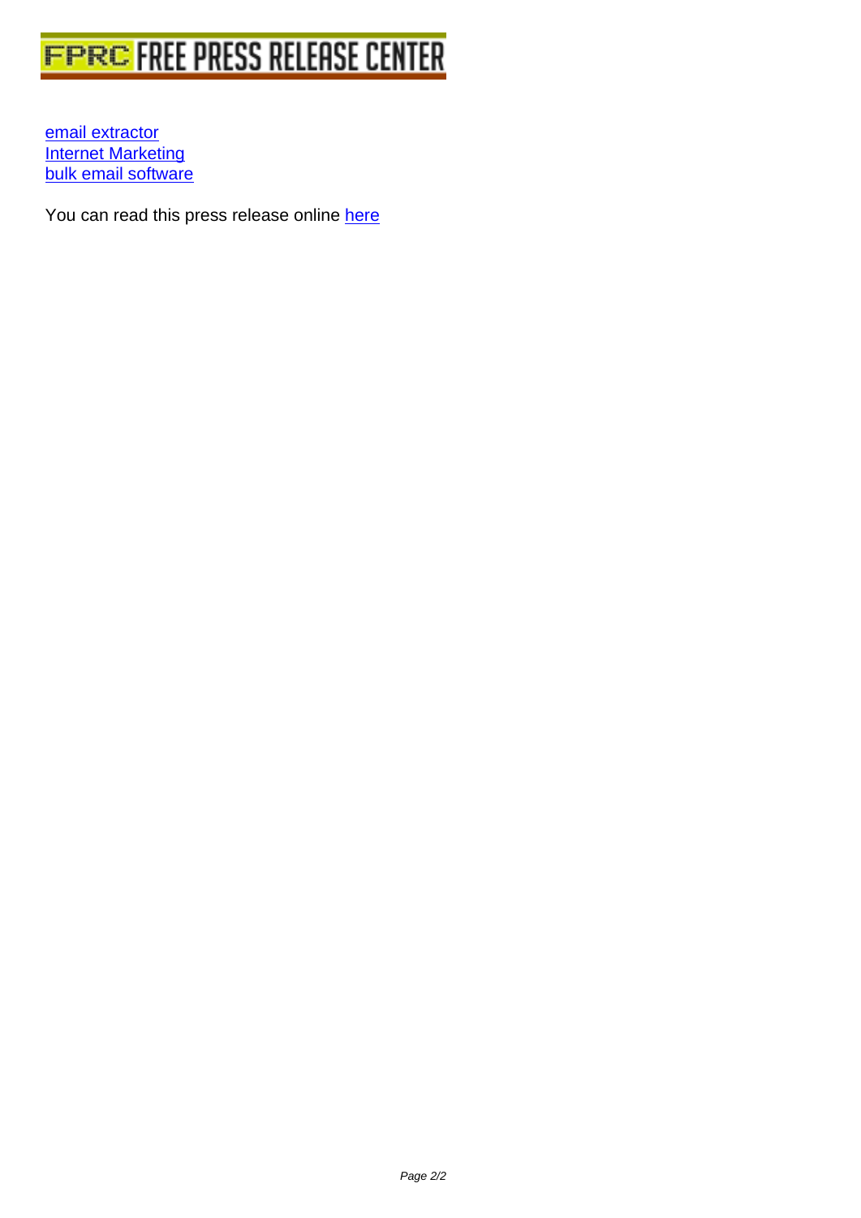email extractor
Internet Marketing
bulk email software

You can read this press release online here